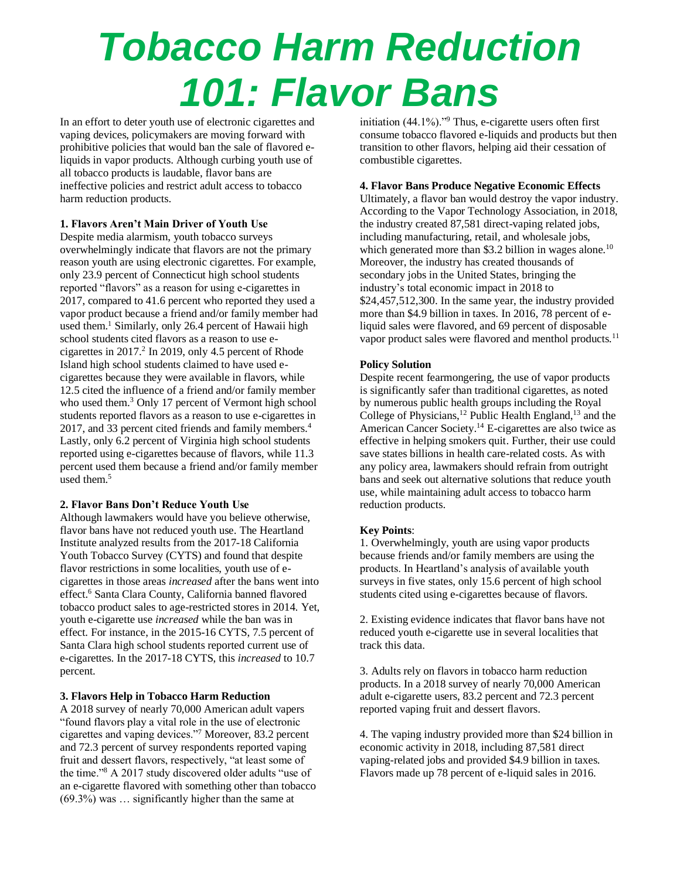# Tobacco Harm Reduction 101: Flavor Bans

In an effort to deter youth use of electronic cigarettes and vaping devices, policymakers are moving forward with prohibitive policies that would ban the sale of flavored e-liquids in vapor products. Although curbing youth use of all tobacco products is laudable, flavor bans are ineffective policies and restrict adult access to tobacco harm reduction products.

**1. Flavors Aren't Main Driver of Youth Use**

Despite media alarmism, youth tobacco surveys overwhelmingly indicate that flavors are not the primary reason youth are using electronic cigarettes. For example, only 23.9 percent of Connecticut high school students reported "flavors" as a reason for using e-cigarettes in 2017, compared to 41.6 percent who reported they used a vapor product because a friend and/or family member had used them.[1] Similarly, only 26.4 percent of Hawaii high school students cited flavors as a reason to use e-cigarettes in 2017.[2] In 2019, only 4.5 percent of Rhode Island high school students claimed to have used e-cigarettes because they were available in flavors, while 12.5 cited the influence of a friend and/or family member who used them.[3] Only 17 percent of Vermont high school students reported flavors as a reason to use e-cigarettes in 2017, and 33 percent cited friends and family members.[4] Lastly, only 6.2 percent of Virginia high school students reported using e-cigarettes because of flavors, while 11.3 percent used them because a friend and/or family member used them.[5]

**2. Flavor Bans Don't Reduce Youth Use**

Although lawmakers would have you believe otherwise, flavor bans have not reduced youth use. The Heartland Institute analyzed results from the 2017-18 California Youth Tobacco Survey (CYTS) and found that despite flavor restrictions in some localities, youth use of e-cigarettes in those areas *increased* after the bans went into effect.[6] Santa Clara County, California banned flavored tobacco product sales to age-restricted stores in 2014. Yet, youth e-cigarette use *increased* while the ban was in effect. For instance, in the 2015-16 CYTS, 7.5 percent of Santa Clara high school students reported current use of e-cigarettes. In the 2017-18 CYTS, this *increased* to 10.7 percent.

**3. Flavors Help in Tobacco Harm Reduction**

A 2018 survey of nearly 70,000 American adult vapers "found flavors play a vital role in the use of electronic cigarettes and vaping devices."[7] Moreover, 83.2 percent and 72.3 percent of survey respondents reported vaping fruit and dessert flavors, respectively, "at least some of the time."[8] A 2017 study discovered older adults "use of an e-cigarette flavored with something other than tobacco (69.3%) was … significantly higher than the same at initiation (44.1%)."[9] Thus, e-cigarette users often first consume tobacco flavored e-liquids and products but then transition to other flavors, helping aid their cessation of combustible cigarettes.

**4. Flavor Bans Produce Negative Economic Effects**

Ultimately, a flavor ban would destroy the vapor industry. According to the Vapor Technology Association, in 2018, the industry created 87,581 direct-vaping related jobs, including manufacturing, retail, and wholesale jobs, which generated more than $3.2 billion in wages alone.[10] Moreover, the industry has created thousands of secondary jobs in the United States, bringing the industry's total economic impact in 2018 to $24,457,512,300. In the same year, the industry provided more than $4.9 billion in taxes. In 2016, 78 percent of e-liquid sales were flavored, and 69 percent of disposable vapor product sales were flavored and menthol products.[11]

**Policy Solution**

Despite recent fearmongering, the use of vapor products is significantly safer than traditional cigarettes, as noted by numerous public health groups including the Royal College of Physicians,[12] Public Health England,[13] and the American Cancer Society.[14] E-cigarettes are also twice as effective in helping smokers quit. Further, their use could save states billions in health care-related costs. As with any policy area, lawmakers should refrain from outright bans and seek out alternative solutions that reduce youth use, while maintaining adult access to tobacco harm reduction products.

**Key Points**:

1. Overwhelmingly, youth are using vapor products because friends and/or family members are using the products. In Heartland's analysis of available youth surveys in five states, only 15.6 percent of high school students cited using e-cigarettes because of flavors.

2. Existing evidence indicates that flavor bans have not reduced youth e-cigarette use in several localities that track this data.

3. Adults rely on flavors in tobacco harm reduction products. In a 2018 survey of nearly 70,000 American adult e-cigarette users, 83.2 percent and 72.3 percent reported vaping fruit and dessert flavors.

4. The vaping industry provided more than $24 billion in economic activity in 2018, including 87,581 direct vaping-related jobs and provided $4.9 billion in taxes. Flavors made up 78 percent of e-liquid sales in 2016.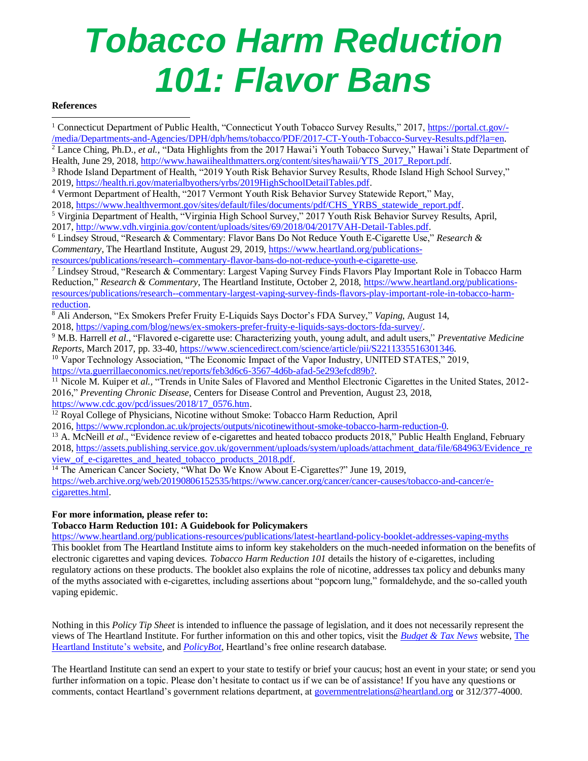# Tobacco Harm Reduction 101: Flavor Bans

**References**

[1] Connecticut Department of Public Health, "Connecticut Youth Tobacco Survey Results," 2017, https://portal.ct.gov/-/media/Departments-and-Agencies/DPH/dph/hems/tobacco/PDF/2017-CT-Youth-Tobacco-Survey-Results.pdf?la=en.

[2] Lance Ching, Ph.D., *et al.*, "Data Highlights from the 2017 Hawai'i Youth Tobacco Survey," Hawai'i State Department of Health, June 29, 2018, http://www.hawaiihealthmatters.org/content/sites/hawaii/YTS_2017_Report.pdf.

[3] Rhode Island Department of Health, "2019 Youth Risk Behavior Survey Results, Rhode Island High School Survey," 2019, https://health.ri.gov/materialbyothers/yrbs/2019HighSchoolDetailTables.pdf.

[4] Vermont Department of Health, "2017 Vermont Youth Risk Behavior Survey Statewide Report," May, 2018, https://www.healthvermont.gov/sites/default/files/documents/pdf/CHS_YRBS_statewide_report.pdf.

[5] Virginia Department of Health, "Virginia High School Survey," 2017 Youth Risk Behavior Survey Results, April, 2017, http://www.vdh.virginia.gov/content/uploads/sites/69/2018/04/2017VAH-Detail-Tables.pdf.

[6] Lindsey Stroud, "Research & Commentary: Flavor Bans Do Not Reduce Youth E-Cigarette Use," *Research & Commentary*, The Heartland Institute, August 29, 2019, https://www.heartland.org/publications-resources/publications/research--commentary-flavor-bans-do-not-reduce-youth-e-cigarette-use.

[7] Lindsey Stroud, "Research & Commentary: Largest Vaping Survey Finds Flavors Play Important Role in Tobacco Harm Reduction," *Research & Commentary*, The Heartland Institute, October 2, 2018, https://www.heartland.org/publications-resources/publications/research--commentary-largest-vaping-survey-finds-flavors-play-important-role-in-tobacco-harm-reduction.

[8] Ali Anderson, "Ex Smokers Prefer Fruity E-Liquids Says Doctor's FDA Survey," *Vaping*, August 14, 2018, https://vaping.com/blog/news/ex-smokers-prefer-fruity-e-liquids-says-doctors-fda-survey/.

[9] M.B. Harrell *et al*., "Flavored e-cigarette use: Characterizing youth, young adult, and adult users," *Preventative Medicine Reports*, March 2017, pp. 33-40, https://www.sciencedirect.com/science/article/pii/S2211335516301346.

[10] Vapor Technology Association, "The Economic Impact of the Vapor Industry, UNITED STATES," 2019, https://vta.guerrillaeconomics.net/reports/feb3d6c6-3567-4d6b-afad-5e293efcd89b?.

[11] Nicole M. Kuiper et *al.*, "Trends in Unite Sales of Flavored and Menthol Electronic Cigarettes in the United States, 2012-2016," *Preventing Chronic Disease*, Centers for Disease Control and Prevention, August 23, 2018, https://www.cdc.gov/pcd/issues/2018/17_0576.htm.

[12] Royal College of Physicians, Nicotine without Smoke: Tobacco Harm Reduction, April 2016, https://www.rcplondon.ac.uk/projects/outputs/nicotinewithout-smoke-tobacco-harm-reduction-0.

[13] A. McNeill *et al*., "Evidence review of e-cigarettes and heated tobacco products 2018," Public Health England, February 2018, https://assets.publishing.service.gov.uk/government/uploads/system/uploads/attachment_data/file/684963/Evidence_review_of_e-cigarettes_and_heated_tobacco_products_2018.pdf.

[14] The American Cancer Society, "What Do We Know About E-Cigarettes?" June 19, 2019, https://web.archive.org/web/20190806152535/https://www.cancer.org/cancer/cancer-causes/tobacco-and-cancer/e-cigarettes.html.

**For more information, please refer to:**
**Tobacco Harm Reduction 101: A Guidebook for Policymakers**
https://www.heartland.org/publications-resources/publications/latest-heartland-policy-booklet-addresses-vaping-myths
This booklet from The Heartland Institute aims to inform key stakeholders on the much-needed information on the benefits of electronic cigarettes and vaping devices. *Tobacco Harm Reduction 101* details the history of e-cigarettes, including regulatory actions on these products. The booklet also explains the role of nicotine, addresses tax policy and debunks many of the myths associated with e-cigarettes, including assertions about "popcorn lung," formaldehyde, and the so-called youth vaping epidemic.

Nothing in this *Policy Tip Sheet* is intended to influence the passage of legislation, and it does not necessarily represent the views of The Heartland Institute. For further information on this and other topics, visit the *Budget & Tax News* website, The Heartland Institute's website, and *PolicyBot*, Heartland's free online research database.

The Heartland Institute can send an expert to your state to testify or brief your caucus; host an event in your state; or send you further information on a topic. Please don't hesitate to contact us if we can be of assistance! If you have any questions or comments, contact Heartland's government relations department, at governmentrelations@heartland.org or 312/377-4000.